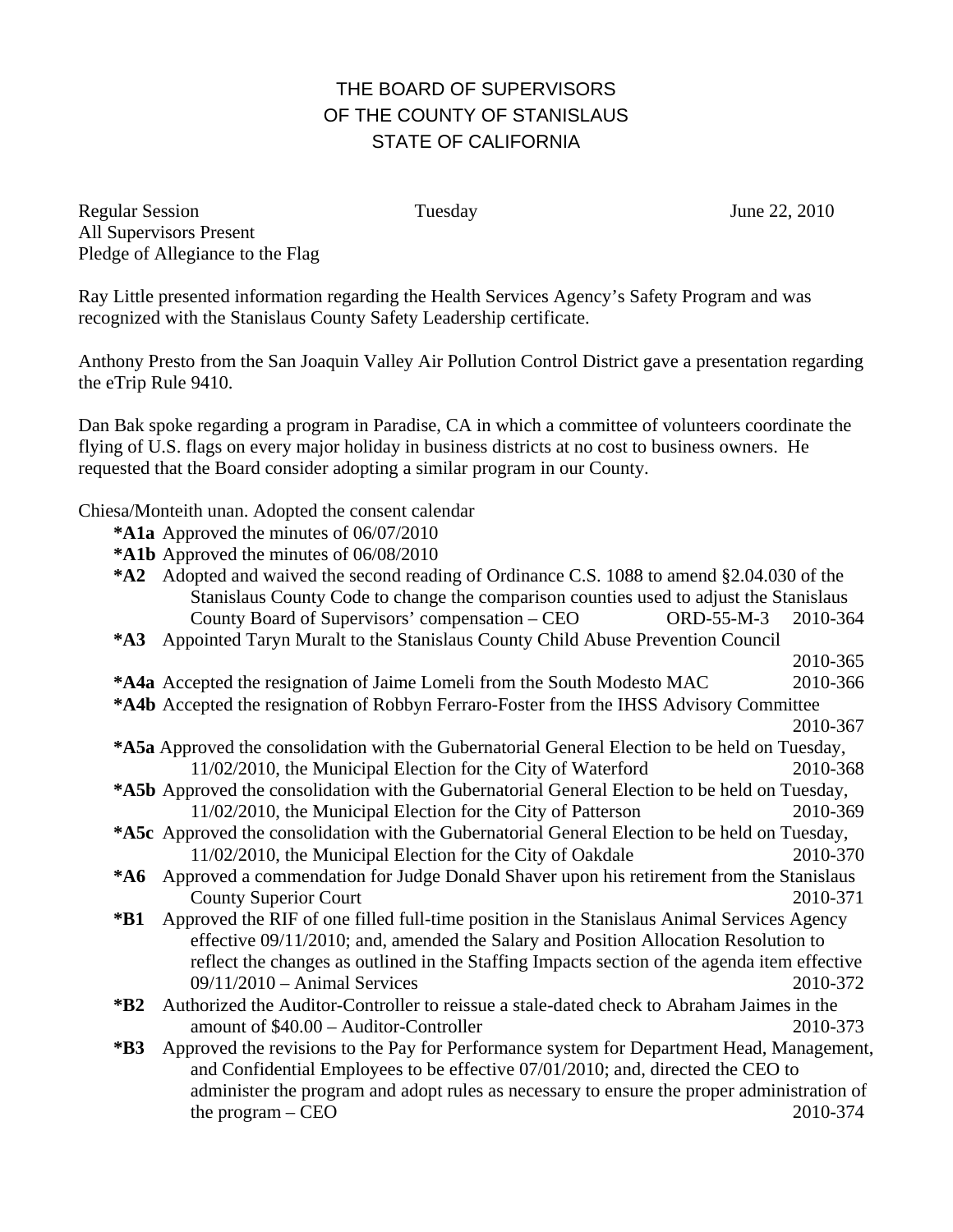# THE BOARD OF SUPERVISORS
# OF THE COUNTY OF STANISLAUS
# STATE OF CALIFORNIA

Regular Session    Tuesday    June 22, 2010

All Supervisors Present

Pledge of Allegiance to the Flag

Ray Little presented information regarding the Health Services Agency's Safety Program and was recognized with the Stanislaus County Safety Leadership certificate.

Anthony Presto from the San Joaquin Valley Air Pollution Control District gave a presentation regarding the eTrip Rule 9410.

Dan Bak spoke regarding a program in Paradise, CA in which a committee of volunteers coordinate the flying of U.S. flags on every major holiday in business districts at no cost to business owners. He requested that the Board consider adopting a similar program in our County.

Chiesa/Monteith unan. Adopted the consent calendar

- **\*A1a** Approved the minutes of 06/07/2010
- **\*A1b** Approved the minutes of 06/08/2010
- **\*A2** Adopted and waived the second reading of Ordinance C.S. 1088 to amend §2.04.030 of the Stanislaus County Code to change the comparison counties used to adjust the Stanislaus County Board of Supervisors' compensation – CEO    ORD-55-M-3    2010-364
- **\*A3** Appointed Taryn Muralt to the Stanislaus County Child Abuse Prevention Council    2010-365
- **\*A4a** Accepted the resignation of Jaime Lomeli from the South Modesto MAC    2010-366
- **\*A4b** Accepted the resignation of Robbyn Ferraro-Foster from the IHSS Advisory Committee    2010-367
- **\*A5a** Approved the consolidation with the Gubernatorial General Election to be held on Tuesday, 11/02/2010, the Municipal Election for the City of Waterford    2010-368
- **\*A5b** Approved the consolidation with the Gubernatorial General Election to be held on Tuesday, 11/02/2010, the Municipal Election for the City of Patterson    2010-369
- **\*A5c** Approved the consolidation with the Gubernatorial General Election to be held on Tuesday, 11/02/2010, the Municipal Election for the City of Oakdale    2010-370
- **\*A6** Approved a commendation for Judge Donald Shaver upon his retirement from the Stanislaus County Superior Court    2010-371
- **\*B1** Approved the RIF of one filled full-time position in the Stanislaus Animal Services Agency effective 09/11/2010; and, amended the Salary and Position Allocation Resolution to reflect the changes as outlined in the Staffing Impacts section of the agenda item effective 09/11/2010 – Animal Services    2010-372
- **\*B2** Authorized the Auditor-Controller to reissue a stale-dated check to Abraham Jaimes in the amount of $40.00 – Auditor-Controller    2010-373
- **\*B3** Approved the revisions to the Pay for Performance system for Department Head, Management, and Confidential Employees to be effective 07/01/2010; and, directed the CEO to administer the program and adopt rules as necessary to ensure the proper administration of the program – CEO    2010-374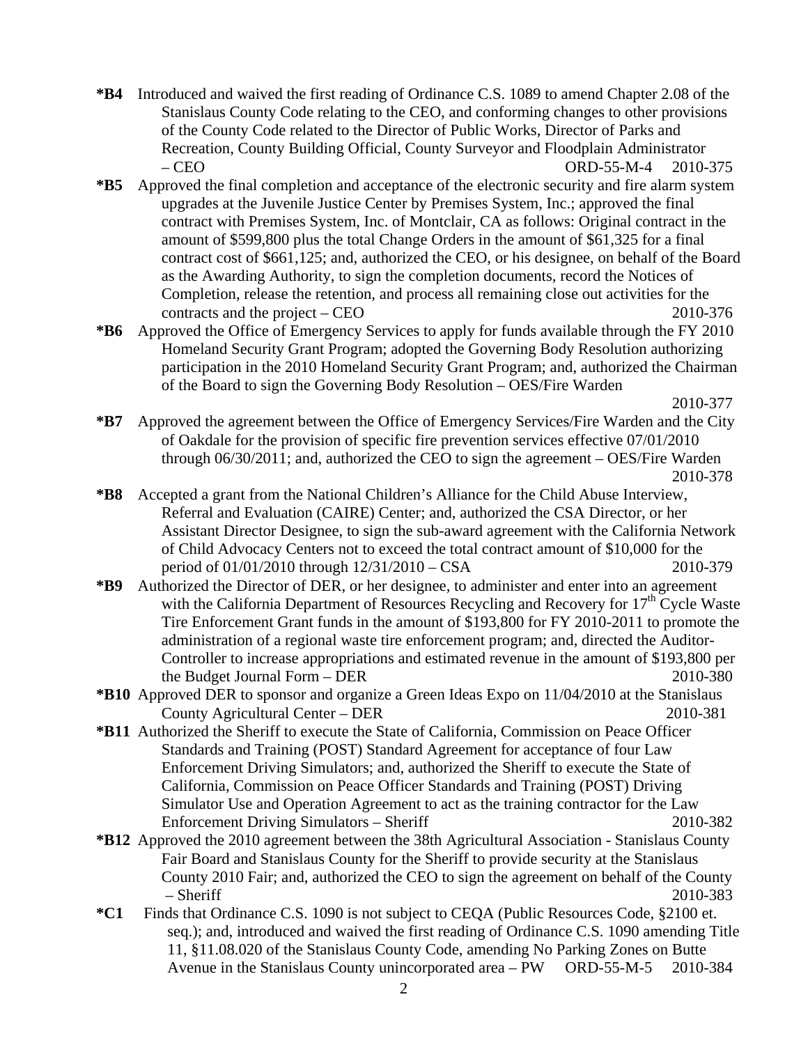**\*B4** Introduced and waived the first reading of Ordinance C.S. 1089 to amend Chapter 2.08 of the Stanislaus County Code relating to the CEO, and conforming changes to other provisions of the County Code related to the Director of Public Works, Director of Parks and Recreation, County Building Official, County Surveyor and Floodplain Administrator – CEO ORD-55-M-4 2010-375

**\*B5** Approved the final completion and acceptance of the electronic security and fire alarm system upgrades at the Juvenile Justice Center by Premises System, Inc.; approved the final contract with Premises System, Inc. of Montclair, CA as follows: Original contract in the amount of $599,800 plus the total Change Orders in the amount of $61,325 for a final contract cost of $661,125; and, authorized the CEO, or his designee, on behalf of the Board as the Awarding Authority, to sign the completion documents, record the Notices of Completion, release the retention, and process all remaining close out activities for the contracts and the project – CEO 2010-376

**\*B6** Approved the Office of Emergency Services to apply for funds available through the FY 2010 Homeland Security Grant Program; adopted the Governing Body Resolution authorizing participation in the 2010 Homeland Security Grant Program; and, authorized the Chairman of the Board to sign the Governing Body Resolution – OES/Fire Warden 2010-377

**\*B7** Approved the agreement between the Office of Emergency Services/Fire Warden and the City of Oakdale for the provision of specific fire prevention services effective 07/01/2010 through 06/30/2011; and, authorized the CEO to sign the agreement – OES/Fire Warden 2010-378

**\*B8** Accepted a grant from the National Children's Alliance for the Child Abuse Interview, Referral and Evaluation (CAIRE) Center; and, authorized the CSA Director, or her Assistant Director Designee, to sign the sub-award agreement with the California Network of Child Advocacy Centers not to exceed the total contract amount of $10,000 for the period of 01/01/2010 through 12/31/2010 – CSA 2010-379

**\*B9** Authorized the Director of DER, or her designee, to administer and enter into an agreement with the California Department of Resources Recycling and Recovery for 17th Cycle Waste Tire Enforcement Grant funds in the amount of $193,800 for FY 2010-2011 to promote the administration of a regional waste tire enforcement program; and, directed the Auditor-Controller to increase appropriations and estimated revenue in the amount of $193,800 per the Budget Journal Form – DER 2010-380

**\*B10** Approved DER to sponsor and organize a Green Ideas Expo on 11/04/2010 at the Stanislaus County Agricultural Center – DER 2010-381

**\*B11** Authorized the Sheriff to execute the State of California, Commission on Peace Officer Standards and Training (POST) Standard Agreement for acceptance of four Law Enforcement Driving Simulators; and, authorized the Sheriff to execute the State of California, Commission on Peace Officer Standards and Training (POST) Driving Simulator Use and Operation Agreement to act as the training contractor for the Law Enforcement Driving Simulators – Sheriff 2010-382

**\*B12** Approved the 2010 agreement between the 38th Agricultural Association - Stanislaus County Fair Board and Stanislaus County for the Sheriff to provide security at the Stanislaus County 2010 Fair; and, authorized the CEO to sign the agreement on behalf of the County – Sheriff 2010-383

**\*C1** Finds that Ordinance C.S. 1090 is not subject to CEQA (Public Resources Code, §2100 et. seq.); and, introduced and waived the first reading of Ordinance C.S. 1090 amending Title 11, §11.08.020 of the Stanislaus County Code, amending No Parking Zones on Butte Avenue in the Stanislaus County unincorporated area – PW ORD-55-M-5 2010-384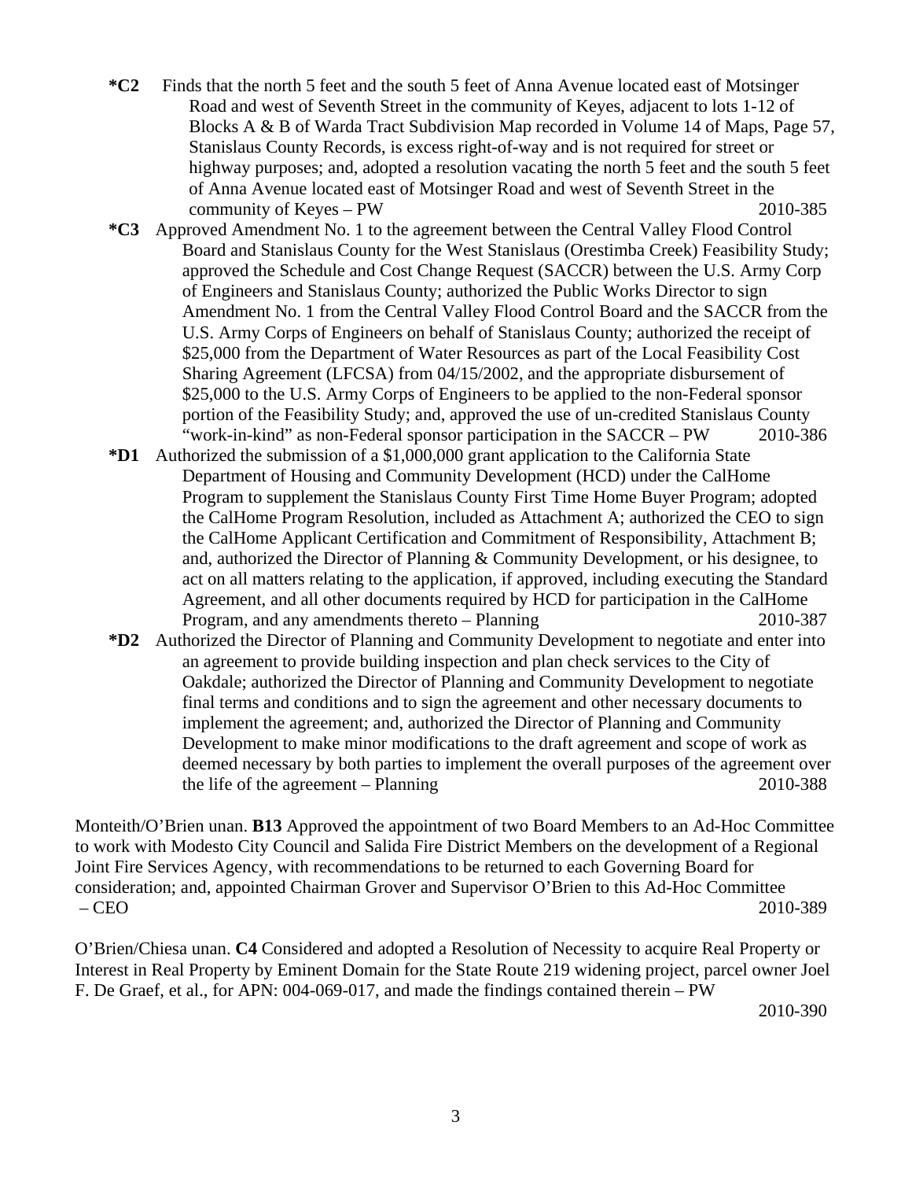**\*C2** Finds that the north 5 feet and the south 5 feet of Anna Avenue located east of Motsinger Road and west of Seventh Street in the community of Keyes, adjacent to lots 1-12 of Blocks A & B of Warda Tract Subdivision Map recorded in Volume 14 of Maps, Page 57, Stanislaus County Records, is excess right-of-way and is not required for street or highway purposes; and, adopted a resolution vacating the north 5 feet and the south 5 feet of Anna Avenue located east of Motsinger Road and west of Seventh Street in the community of Keyes – PW 2010-385

**\*C3** Approved Amendment No. 1 to the agreement between the Central Valley Flood Control Board and Stanislaus County for the West Stanislaus (Orestimba Creek) Feasibility Study; approved the Schedule and Cost Change Request (SACCR) between the U.S. Army Corp of Engineers and Stanislaus County; authorized the Public Works Director to sign Amendment No. 1 from the Central Valley Flood Control Board and the SACCR from the U.S. Army Corps of Engineers on behalf of Stanislaus County; authorized the receipt of $25,000 from the Department of Water Resources as part of the Local Feasibility Cost Sharing Agreement (LFCSA) from 04/15/2002, and the appropriate disbursement of $25,000 to the U.S. Army Corps of Engineers to be applied to the non-Federal sponsor portion of the Feasibility Study; and, approved the use of un-credited Stanislaus County "work-in-kind" as non-Federal sponsor participation in the SACCR – PW 2010-386

**\*D1** Authorized the submission of a $1,000,000 grant application to the California State Department of Housing and Community Development (HCD) under the CalHome Program to supplement the Stanislaus County First Time Home Buyer Program; adopted the CalHome Program Resolution, included as Attachment A; authorized the CEO to sign the CalHome Applicant Certification and Commitment of Responsibility, Attachment B; and, authorized the Director of Planning & Community Development, or his designee, to act on all matters relating to the application, if approved, including executing the Standard Agreement, and all other documents required by HCD for participation in the CalHome Program, and any amendments thereto – Planning 2010-387

**\*D2** Authorized the Director of Planning and Community Development to negotiate and enter into an agreement to provide building inspection and plan check services to the City of Oakdale; authorized the Director of Planning and Community Development to negotiate final terms and conditions and to sign the agreement and other necessary documents to implement the agreement; and, authorized the Director of Planning and Community Development to make minor modifications to the draft agreement and scope of work as deemed necessary by both parties to implement the overall purposes of the agreement over the life of the agreement – Planning 2010-388

Monteith/O'Brien unan. **B13** Approved the appointment of two Board Members to an Ad-Hoc Committee to work with Modesto City Council and Salida Fire District Members on the development of a Regional Joint Fire Services Agency, with recommendations to be returned to each Governing Board for consideration; and, appointed Chairman Grover and Supervisor O'Brien to this Ad-Hoc Committee – CEO 2010-389

O'Brien/Chiesa unan. **C4** Considered and adopted a Resolution of Necessity to acquire Real Property or Interest in Real Property by Eminent Domain for the State Route 219 widening project, parcel owner Joel F. De Graef, et al., for APN: 004-069-017, and made the findings contained therein – PW 2010-390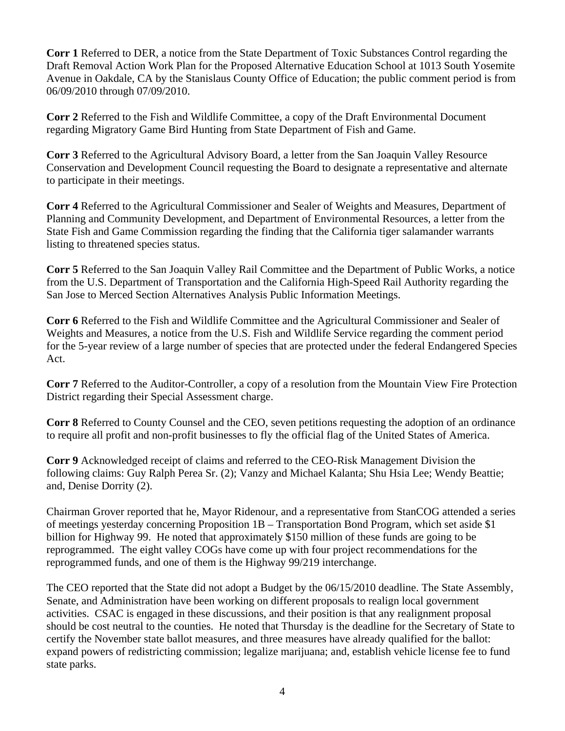**Corr 1** Referred to DER, a notice from the State Department of Toxic Substances Control regarding the Draft Removal Action Work Plan for the Proposed Alternative Education School at 1013 South Yosemite Avenue in Oakdale, CA by the Stanislaus County Office of Education; the public comment period is from 06/09/2010 through 07/09/2010.

**Corr 2** Referred to the Fish and Wildlife Committee, a copy of the Draft Environmental Document regarding Migratory Game Bird Hunting from State Department of Fish and Game.

**Corr 3** Referred to the Agricultural Advisory Board, a letter from the San Joaquin Valley Resource Conservation and Development Council requesting the Board to designate a representative and alternate to participate in their meetings.

**Corr 4** Referred to the Agricultural Commissioner and Sealer of Weights and Measures, Department of Planning and Community Development, and Department of Environmental Resources, a letter from the State Fish and Game Commission regarding the finding that the California tiger salamander warrants listing to threatened species status.

**Corr 5** Referred to the San Joaquin Valley Rail Committee and the Department of Public Works, a notice from the U.S. Department of Transportation and the California High-Speed Rail Authority regarding the San Jose to Merced Section Alternatives Analysis Public Information Meetings.

**Corr 6** Referred to the Fish and Wildlife Committee and the Agricultural Commissioner and Sealer of Weights and Measures, a notice from the U.S. Fish and Wildlife Service regarding the comment period for the 5-year review of a large number of species that are protected under the federal Endangered Species Act.

**Corr 7** Referred to the Auditor-Controller, a copy of a resolution from the Mountain View Fire Protection District regarding their Special Assessment charge.

**Corr 8** Referred to County Counsel and the CEO, seven petitions requesting the adoption of an ordinance to require all profit and non-profit businesses to fly the official flag of the United States of America.

**Corr 9** Acknowledged receipt of claims and referred to the CEO-Risk Management Division the following claims: Guy Ralph Perea Sr. (2); Vanzy and Michael Kalanta; Shu Hsia Lee; Wendy Beattie; and, Denise Dorrity (2).

Chairman Grover reported that he, Mayor Ridenour, and a representative from StanCOG attended a series of meetings yesterday concerning Proposition 1B – Transportation Bond Program, which set aside $1 billion for Highway 99. He noted that approximately $150 million of these funds are going to be reprogrammed. The eight valley COGs have come up with four project recommendations for the reprogrammed funds, and one of them is the Highway 99/219 interchange.

The CEO reported that the State did not adopt a Budget by the 06/15/2010 deadline. The State Assembly, Senate, and Administration have been working on different proposals to realign local government activities. CSAC is engaged in these discussions, and their position is that any realignment proposal should be cost neutral to the counties. He noted that Thursday is the deadline for the Secretary of State to certify the November state ballot measures, and three measures have already qualified for the ballot: expand powers of redistricting commission; legalize marijuana; and, establish vehicle license fee to fund state parks.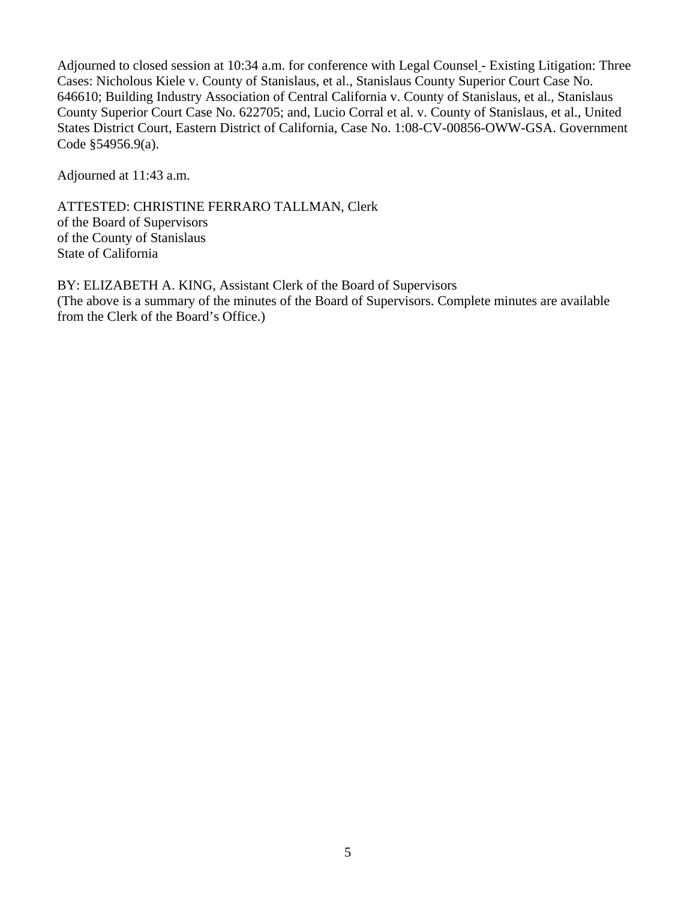Adjourned to closed session at 10:34 a.m. for conference with Legal Counsel - Existing Litigation: Three Cases: Nicholous Kiele v. County of Stanislaus, et al., Stanislaus County Superior Court Case No. 646610; Building Industry Association of Central California v. County of Stanislaus, et al., Stanislaus County Superior Court Case No. 622705; and, Lucio Corral et al. v. County of Stanislaus, et al., United States District Court, Eastern District of California, Case No. 1:08-CV-00856-OWW-GSA. Government Code §54956.9(a).

Adjourned at 11:43 a.m.

ATTESTED: CHRISTINE FERRARO TALLMAN, Clerk
of the Board of Supervisors
of the County of Stanislaus
State of California

BY: ELIZABETH A. KING, Assistant Clerk of the Board of Supervisors
(The above is a summary of the minutes of the Board of Supervisors. Complete minutes are available from the Clerk of the Board's Office.)